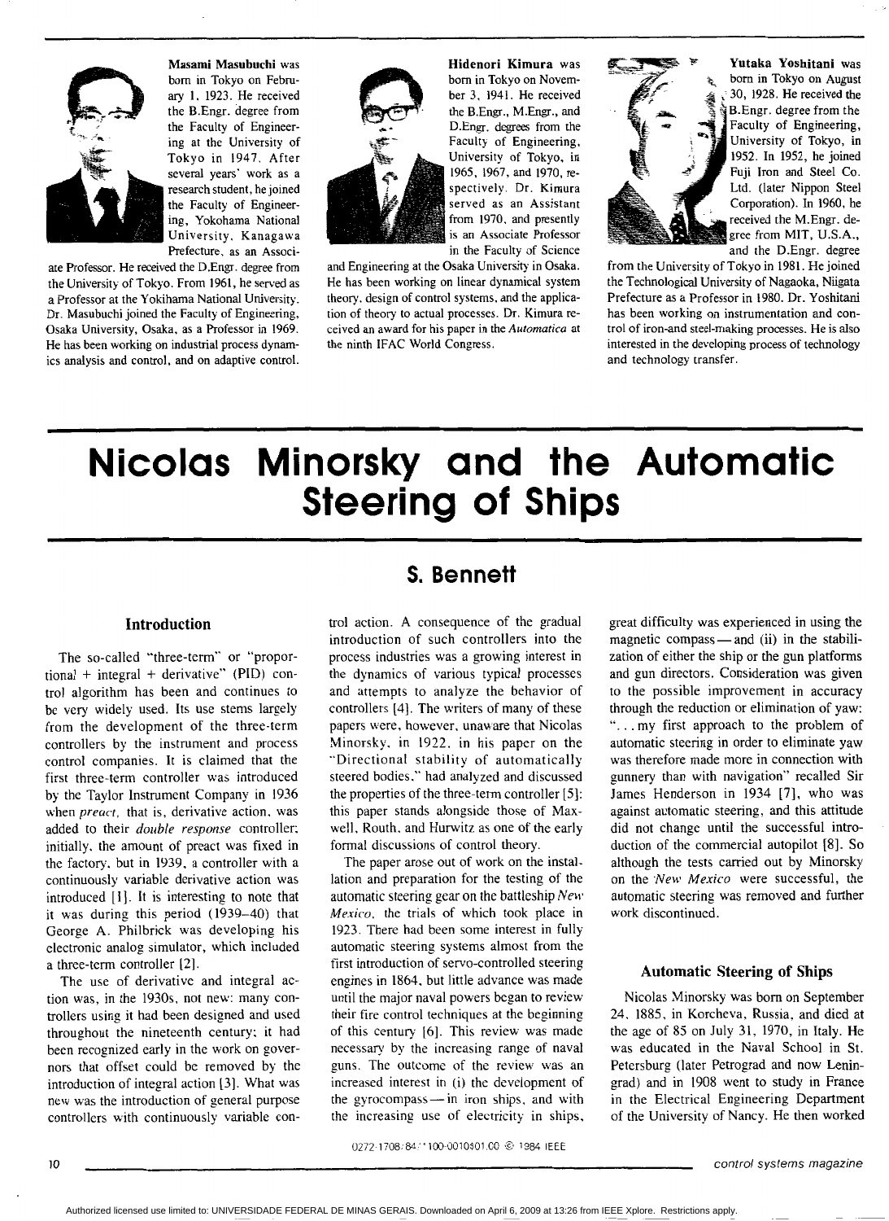**Masami Masubuchi** was born in Tokyo on February 1, 1923. He received the B.Engr. degree from the Faculty of Engineering at the University of Tokyo in 1947. After several years' work as a research student, he joined the Faculty of Engineering, Yokohama National University, Kanagawa Prefecture, as an Associate Professor. He received the D.Engr. degree from the University of Tokyo. From 1961, he served as a Professor at the Yokihama National University. Dr. Masubuchi joined the Faculty of Engineering, Osaka University, Osaka, as a Professor in 1969. He has been working on industrial process dynamics analysis and control, and on adaptive control.

**Hidenori Kimura** was born in Tokyo on November 3, 1941. He received the B.Engr., M.Engr., and D.Engr. degrees from the Faculty of Engineering, University of Tokyo, in 1965, 1967, and 1970, respectively. Dr. Kimura served as an Assistant from 1970, and presently is an Associate Professor in the Faculty of Science and Engineering at the Osaka University in Osaka. He has been working on linear dynamical system theory, design of control systems, and the application of theory to actual processes. Dr. Kimura received an award for his paper in the *Automatica* at the ninth IFAC World Congress.

**Yutaka Yoshitani** was born in Tokyo on August 30, 1928. He received the B.Engr. degree from the Faculty of Engineering, University of Tokyo, in 1952. In 1952, he joined Fuji Iron and Steel Co. Ltd. (later Nippon Steel Corporation). In 1960, he received the M.Engr. degree from MIT, U.S.A., and the D.Engr. degree from the University of Tokyo in 1981. He joined the Technological University of Nagaoka, Niigata Prefecture as a Professor in 1980. Dr. Yoshitani has been working on instrumentation and control of iron-and steel-making processes. He is also interested in the developing process of technology and technology transfer.

# Nicolas Minorsky and the Automatic Steering of Ships

## S. Bennett

### Introduction

The so-called "three-term" or "proportional + integral + derivative" (PID) control algorithm has been and continues to be very widely used. Its use stems largely from the development of the three-term controllers by the instrument and process control companies. It is claimed that the first three-term controller was introduced by the Taylor Instrument Company in 1936 when *preact*, that is, derivative action, was added to their *double response* controller; initially, the amount of preact was fixed in the factory, but in 1939, a controller with a continuously variable derivative action was introduced [1]. It is interesting to note that it was during this period (1939–40) that George A. Philbrick was developing his electronic analog simulator, which included a three-term controller [2].

The use of derivative and integral action was, in the 1930s, not new: many controllers using it had been designed and used throughout the nineteenth century; it had been recognized early in the work on governors that offset could be removed by the introduction of integral action [3]. What was new was the introduction of general purpose controllers with continuously variable control action. A consequence of the gradual introduction of such controllers into the process industries was a growing interest in the dynamics of various typical processes and attempts to analyze the behavior of controllers [4]. The writers of many of these papers were, however, unaware that Nicolas Minorsky, in 1922, in his paper on the "Directional stability of automatically steered bodies," had analyzed and discussed the properties of the three-term controller [5]: this paper stands alongside those of Maxwell, Routh, and Hurwitz as one of the early formal discussions of control theory.

The paper arose out of work on the installation and preparation for the testing of the automatic steering gear on the battleship *New Mexico*, the trials of which took place in 1923. There had been some interest in fully automatic steering systems almost from the first introduction of servo-controlled steering engines in 1864, but little advance was made until the major naval powers began to review their fire control techniques at the beginning of this century [6]. This review was made necessary by the increasing range of naval guns. The outcome of the review was an increased interest in (i) the development of the gyrocompass — in iron ships, and with the increasing use of electricity in ships, great difficulty was experienced in using the magnetic compass — and (ii) in the stabilization of either the ship or the gun platforms and gun directors. Consideration was given to the possible improvement in accuracy through the reduction or elimination of yaw: "... my first approach to the problem of automatic steering in order to eliminate yaw was therefore made more in connection with gunnery than with navigation" recalled Sir James Henderson in 1934 [7], who was against automatic steering, and this attitude did not change until the successful introduction of the commercial autopilot [8]. So although the tests carried out by Minorsky on the *New Mexico* were successful, the automatic steering was removed and further work discontinued.

### Automatic Steering of Ships

Nicolas Minorsky was born on September 24, 1885, in Korcheva, Russia, and died at the age of 85 on July 31, 1970, in Italy. He was educated in the Naval School in St. Petersburg (later Petrograd and now Leningrad) and in 1908 went to study in France in the Electrical Engineering Department of the University of Nancy. He then worked

0272-1708/84/1100-0010$01.00 © 1984 IEEE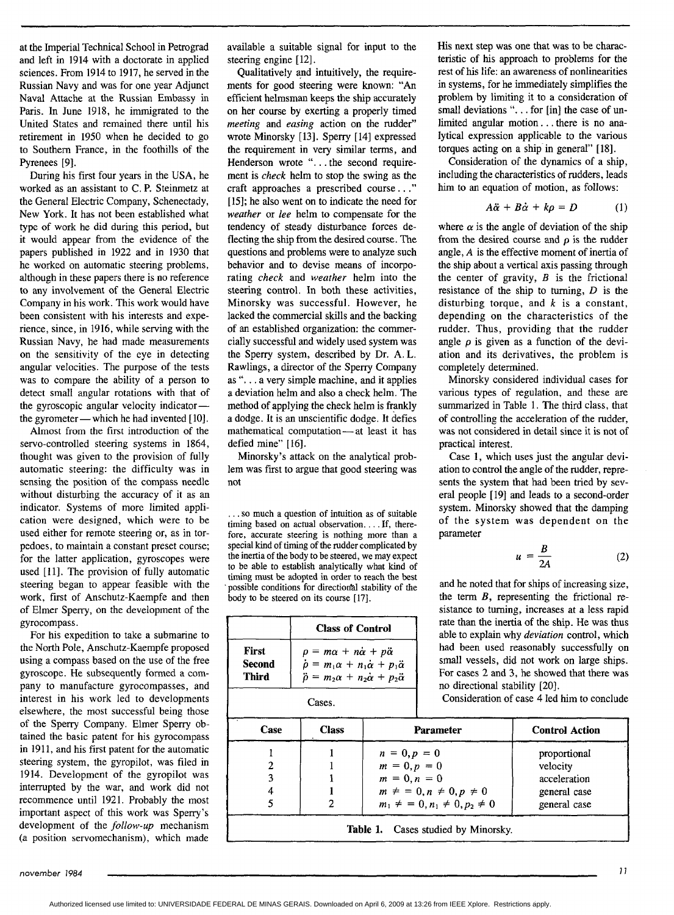at the Imperial Technical School in Petrograd and left in 1914 with a doctorate in applied sciences. From 1914 to 1917, he served in the Russian Navy and was for one year Adjunct Naval Attache at the Russian Embassy in Paris. In June 1918, he immigrated to the United States and remained there until his retirement in 1950 when he decided to go to Southern France, in the foothills of the Pyrenees [9].

During his first four years in the USA, he worked as an assistant to C. P. Steinmetz at the General Electric Company, Schenectady, New York. It has not been established what type of work he did during this period, but it would appear from the evidence of the papers published in 1922 and in 1930 that he worked on automatic steering problems, although in these papers there is no reference to any involvement of the General Electric Company in his work. This work would have been consistent with his interests and experience, since, in 1916, while serving with the Russian Navy, he had made measurements on the sensitivity of the eye in detecting angular velocities. The purpose of the tests was to compare the ability of a person to detect small angular rotations with that of the gyroscopic angular velocity indicator—the gyrometer—which he had invented [10].

Almost from the first introduction of the servo-controlled steering systems in 1864, thought was given to the provision of fully automatic steering: the difficulty was in sensing the position of the compass needle without disturbing the accuracy of it as an indicator. Systems of more limited application were designed, which were to be used either for remote steering or, as in torpedoes, to maintain a constant preset course; for the latter application, gyroscopes were used [11]. The provision of fully automatic steering began to appear feasible with the work, first of Anschutz-Kaempfe and then of Elmer Sperry, on the development of the gyrocompass.

For his expedition to take a submarine to the North Pole, Anschutz-Kaempfe proposed using a compass based on the use of the free gyroscope. He subsequently formed a company to manufacture gyrocompasses, and interest in his work led to developments elsewhere, the most successful being those of the Sperry Company. Elmer Sperry obtained the basic patent for his gyrocompass in 1911, and his first patent for the automatic steering system, the gyropilot, was filed in 1914. Development of the gyropilot was interrupted by the war, and work did not recommence until 1921. Probably the most important aspect of this work was Sperry's development of the *follow-up* mechanism (a position servomechanism), which made available a suitable signal for input to the steering engine [12].

Qualitatively and intuitively, the requirements for good steering were known: "An efficient helmsman keeps the ship accurately on her course by exerting a properly timed *meeting* and *easing* action on the rudder" wrote Minorsky [13]. Sperry [14] expressed the requirement in very similar terms, and Henderson wrote "...the second requirement is *check* helm to stop the swing as the craft approaches a prescribed course..." [15]; he also went on to indicate the need for *weather* or *lee* helm to compensate for the tendency of steady disturbance forces deflecting the ship from the desired course. The questions and problems were to analyze such behavior and to devise means of incorporating *check* and *weather* helm into the steering control. In both these activities, Minorsky was successful. However, he lacked the commercial skills and the backing of an established organization: the commercially successful and widely used system was the Sperry system, described by Dr. A. L. Rawlings, a director of the Sperry Company as "...a very simple machine, and it applies a deviation helm and also a check helm. The method of applying the check helm is frankly a dodge. It is an unscientific dodge. It defies mathematical computation—at least it has defied mine" [16].

Minorsky's attack on the analytical problem was first to argue that good steering was not

> ...so much a question of intuition as of suitable timing based on actual observation.... If, therefore, accurate steering is nothing more than a special kind of timing of the rudder complicated by the inertia of the body to be steered, we may expect to be able to establish analytically what kind of timing must be adopted in order to reach the best possible conditions for directional stability of the body to be steered on its course [17].

His next step was one that was to be characteristic of his approach to problems for the rest of his life: an awareness of nonlinearities in systems, for he immediately simplifies the problem by limiting it to a consideration of small deviations "...for [in] the case of unlimited angular motion...there is no analytical expression applicable to the various torques acting on a ship in general" [18].

Consideration of the dynamics of a ship, including the characteristics of rudders, leads him to an equation of motion, as follows:

$$A\ddot{\alpha} + B\dot{\alpha} + k\rho = D \qquad (1)$$

where $\alpha$ is the angle of deviation of the ship from the desired course and $\rho$ is the rudder angle, $A$ is the effective moment of inertia of the ship about a vertical axis passing through the center of gravity, $B$ is the frictional resistance of the ship to turning, $D$ is the disturbing torque, and $k$ is a constant, depending on the characteristics of the rudder. Thus, providing that the rudder angle $\rho$ is given as a function of the deviation and its derivatives, the problem is completely determined.

Minorsky considered individual cases for various types of regulation, and these are summarized in Table 1. The third class, that of controlling the acceleration of the rudder, was not considered in detail since it is not of practical interest.

Case 1, which uses just the angular deviation to control the angle of the rudder, represents the system that had been tried by several people [19] and leads to a second-order system. Minorsky showed that the damping of the system was dependent on the parameter

$$u = \frac{B}{2A} \qquad (2)$$

and he noted that for ships of increasing size, the term $B$, representing the frictional resistance to turning, increases at a less rapid rate than the inertia of the ship. He was thus able to explain why *deviation* control, which had been used reasonably successfully on small vessels, did not work on large ships. For cases 2 and 3, he showed that there was no directional stability [20].

Consideration of case 4 led him to conclude

| Class of Control | |
|---|---|
| First | $\rho = m\alpha + n\dot{\alpha} + p\ddot{\alpha}$ |
| Second | $\dot{\rho} = m_1\alpha + n_1\dot{\alpha} + p_1\ddot{\alpha}$ |
| Third | $\ddot{\rho} = m_2\alpha + n_2\dot{\alpha} + p_2\ddot{\alpha}$ |

Cases.

| Case | Class | Parameter | Control Action |
|---|---|---|---|
| 1 | 1 | $n = 0, p = 0$ | proportional |
| 2 | 1 | $m = 0, p = 0$ | velocity |
| 3 | 1 | $m = 0, n = 0$ | acceleration |
| 4 | 1 | $m \neq = 0, n \neq 0, p \neq 0$ | general case |
| 5 | 2 | $m_1 \neq = 0, n_1 \neq 0, p_2 \neq 0$ | general case |

**Table 1.** Cases studied by Minorsky.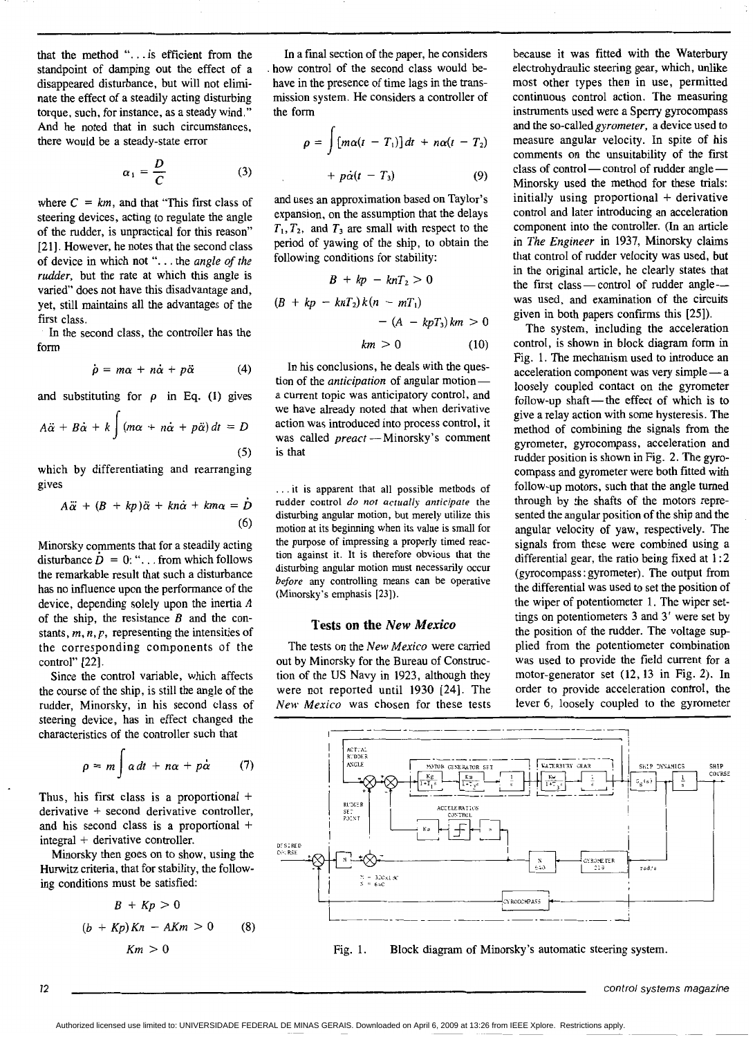that the method "... is efficient from the standpoint of damping out the effect of a disappeared disturbance, but will not eliminate the effect of a steadily acting disturbing torque, such, for instance, as a steady wind." And he noted that in such circumstances, there would be a steady-state error

$$\alpha_1 = \frac{D}{C} \tag{3}$$

where $C = km$, and that "This first class of steering devices, acting to regulate the angle of the rudder, is unpractical for this reason" [21]. However, he notes that the second class of device in which not "... the *angle of the rudder*, but the rate at which this angle is varied" does not have this disadvantage and, yet, still maintains all the advantages of the first class.

In the second class, the controller has the form

$$\dot{\rho} = m\alpha + n\dot{\alpha} + p\ddot{\alpha} \tag{4}$$

and substituting for $\rho$ in Eq. (1) gives

$$A\ddot{\alpha} + B\dot{\alpha} + k\int (m\alpha + n\dot{\alpha} + p\ddot{\alpha})\,dt = D \tag{5}$$

which by differentiating and rearranging gives

$$A\dddot{\alpha} + (B + kp)\ddot{\alpha} + kn\dot{\alpha} + km\alpha = \dot{D} \tag{6}$$

Minorsky comments that for a steadily acting disturbance $\dot{D} = 0$: "... from which follows the remarkable result that such a disturbance has no influence upon the performance of the device, depending solely upon the inertia $A$ of the ship, the resistance $B$ and the constants, $m, n, p$, representing the intensities of the corresponding components of the control" [22].

Since the control variable, which affects the course of the ship, is still the angle of the rudder, Minorsky, in his second class of steering device, has in effect changed the characteristics of the controller such that

$$\rho = m\int \alpha\,dt + n\alpha + p\dot{\alpha} \tag{7}$$

Thus, his first class is a proportional + derivative + second derivative controller, and his second class is a proportional + integral + derivative controller.

Minorsky then goes on to show, using the Hurwitz criteria, that for stability, the following conditions must be satisfied:

$$\begin{gathered} B + Kp > 0 \\ (b + Kp)Kn - AKm > 0 \\ Km > 0 \end{gathered} \tag{8}$$

In a final section of the paper, he considers how control of the second class would behave in the presence of time lags in the transmission system. He considers a controller of the form

$$\rho = \int [m\alpha(t - T_1)]\,dt + n\alpha(t - T_2) + p\dot{\alpha}(t - T_3) \tag{9}$$

and uses an approximation based on Taylor's expansion, on the assumption that the delays $T_1, T_2$, and $T_3$ are small with respect to the period of yawing of the ship, to obtain the following conditions for stability:

$$\begin{gathered} B + kp - knT_2 > 0 \\ (B + kp - knT_2)k(n - mT_1) - (A - kpT_3)km > 0 \\ km > 0 \end{gathered} \tag{10}$$

In his conclusions, he deals with the question of the *anticipation* of angular motion—a current topic was anticipatory control, and we have already noted that when derivative action was introduced into process control, it was called *preact*—Minorsky's comment is that

> ... it is apparent that all possible methods of rudder control *do not actually anticipate* the disturbing angular motion, but merely utilize this motion at its beginning when its value is small for the purpose of impressing a properly timed reaction against it. It is therefore obvious that the disturbing angular motion must necessarily occur *before* any controlling means can be operative (Minorsky's emphasis [23]).

## Tests on the *New Mexico*

The tests on the *New Mexico* were carried out by Minorsky for the Bureau of Construction of the US Navy in 1923, although they were not reported until 1930 [24]. The *New Mexico* was chosen for these tests because it was fitted with the Waterbury electrohydraulic steering gear, which, unlike most other types then in use, permitted continuous control action. The measuring instruments used were a Sperry gyrocompass and the so-called *gyrometer*, a device used to measure angular velocity. In spite of his comments on the unsuitability of the first class of control—control of rudder angle—Minorsky used the method for these trials: initially using proportional + derivative control and later introducing an acceleration component into the controller. (In an article in *The Engineer* in 1937, Minorsky claims that control of rudder velocity was used, but in the original article, he clearly states that the first class—control of rudder angle—was used, and examination of the circuits given in both papers confirms this [25]).

The system, including the acceleration control, is shown in block diagram form in Fig. 1. The mechanism used to introduce an acceleration component was very simple—a loosely coupled contact on the gyrometer follow-up shaft—the effect of which is to give a relay action with some hysteresis. The method of combining the signals from the gyrometer, gyrocompass, acceleration and rudder position is shown in Fig. 2. The gyrocompass and gyrometer were both fitted with follow-up motors, such that the angle turned through by the shafts of the motors represented the angular position of the ship and the angular velocity of yaw, respectively. The signals from these were combined using a differential gear, the ratio being fixed at 1:2 (gyrocompass: gyrometer). The output from the differential was used to set the position of the wiper of potentiometer 1. The wiper settings on potentiometers 3 and 3′ were set by the position of the rudder. The voltage supplied from the potentiometer combination was used to provide the field current for a motor-generator set (12, 13 in Fig. 2). In order to provide acceleration control, the lever 6, loosely coupled to the gyrometer

Fig. 1. Block diagram of Minorsky's automatic steering system.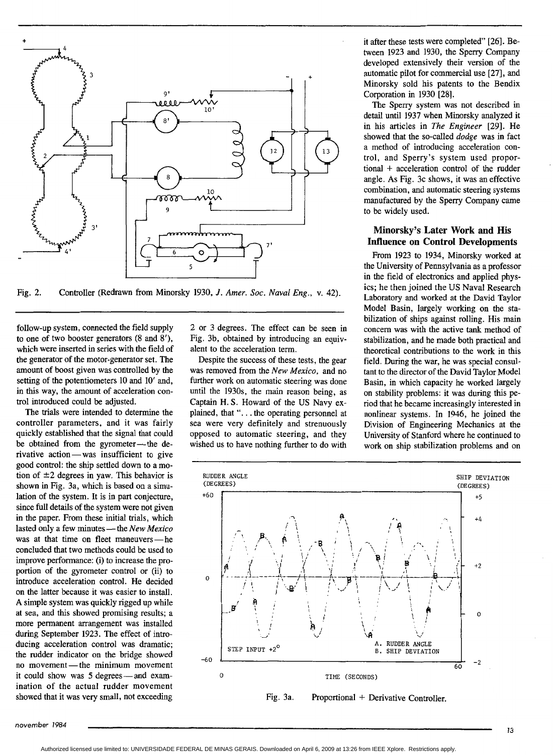Fig. 2. Controller (Redrawn from Minorsky 1930, *J. Amer. Soc. Naval Eng.*, v. 42).

follow-up system, connected the field supply to one of two booster generators (8 and 8′), which were inserted in series with the field of the generator of the motor-generator set. The amount of boost given was controlled by the setting of the potentiometers 10 and 10′ and, in this way, the amount of acceleration control introduced could be adjusted.

The trials were intended to determine the controller parameters, and it was fairly quickly established that the signal that could be obtained from the gyrometer—the derivative action—was insufficient to give good control: the ship settled down to a motion of ±2 degrees in yaw. This behavior is shown in Fig. 3a, which is based on a simulation of the system. It is in part conjecture, since full details of the system were not given in the paper. From these initial trials, which lasted only a few minutes—the *New Mexico* was at that time on fleet maneuvers—he concluded that two methods could be used to improve performance: (i) to increase the proportion of the gyrometer control or (ii) to introduce acceleration control. He decided on the latter because it was easier to install. A simple system was quickly rigged up while at sea, and this showed promising results; a more permanent arrangement was installed during September 1923. The effect of introducing acceleration control was dramatic; the rudder indicator on the bridge showed no movement—the minimum movement it could show was 5 degrees—and examination of the actual rudder movement showed that it was very small, not exceeding 2 or 3 degrees. The effect can be seen in Fig. 3b, obtained by introducing an equivalent to the acceleration term.

Despite the success of these tests, the gear was removed from the *New Mexico*, and no further work on automatic steering was done until the 1930s, the main reason being, as Captain H. S. Howard of the US Navy explained, that "... the operating personnel at sea were very definitely and strenuously opposed to automatic steering, and they wished us to have nothing further to do with it after these tests were completed" [26]. Between 1923 and 1930, the Sperry Company developed extensively their version of the automatic pilot for commercial use [27], and Minorsky sold his patents to the Bendix Corporation in 1930 [28].

The Sperry system was not described in detail until 1937 when Minorsky analyzed it in his articles in *The Engineer* [29]. He showed that the so-called *dodge* was in fact a method of introducing acceleration control, and Sperry's system used proportional + acceleration control of the rudder angle. As Fig. 3c shows, it was an effective combination, and automatic steering systems manufactured by the Sperry Company came to be widely used.

## Minorsky's Later Work and His Influence on Control Developments

From 1923 to 1934, Minorsky worked at the University of Pennsylvania as a professor in the field of electronics and applied physics; he then joined the US Naval Research Laboratory and worked at the David Taylor Model Basin, largely working on the stabilization of ships against rolling. His main concern was with the active tank method of stabilization, and he made both practical and theoretical contributions to the work in this field. During the war, he was special consultant to the director of the David Taylor Model Basin, in which capacity he worked largely on stability problems: it was during this period that he became increasingly interested in nonlinear systems. In 1946, he joined the Division of Engineering Mechanics at the University of Stanford where he continued to work on ship stabilization problems and on

Fig. 3a. Proportional + Derivative Controller.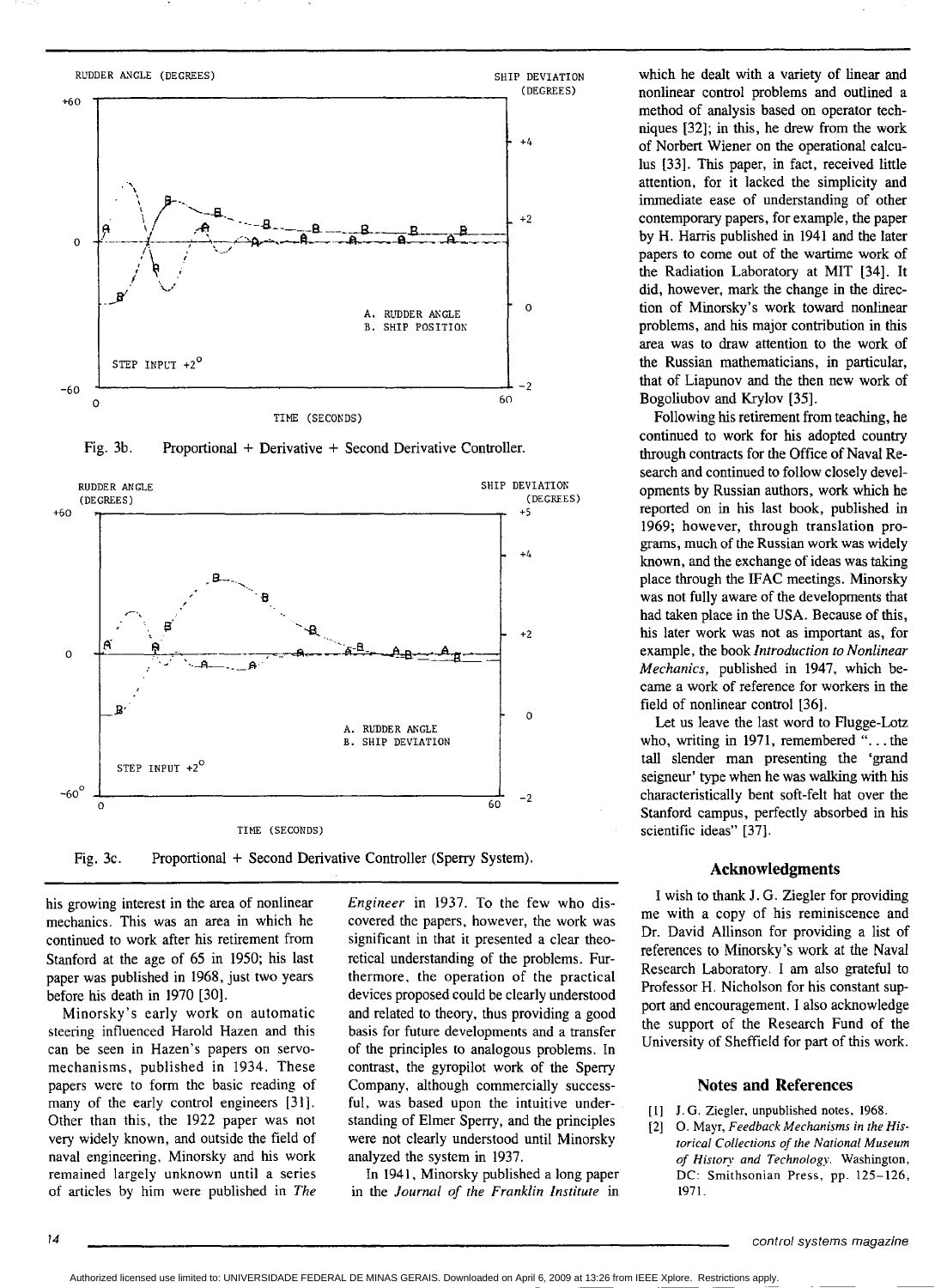Fig. 3b. Proportional + Derivative + Second Derivative Controller.

Fig. 3c. Proportional + Second Derivative Controller (Sperry System).

his growing interest in the area of nonlinear mechanics. This was an area in which he continued to work after his retirement from Stanford at the age of 65 in 1950; his last paper was published in 1968, just two years before his death in 1970 [30].

Minorsky's early work on automatic steering influenced Harold Hazen and this can be seen in Hazen's papers on servomechanisms, published in 1934. These papers were to form the basic reading of many of the early control engineers [31]. Other than this, the 1922 paper was not very widely known, and outside the field of naval engineering, Minorsky and his work remained largely unknown until a series of articles by him were published in *The Engineer* in 1937. To the few who discovered the papers, however, the work was significant in that it presented a clear theoretical understanding of the problems. Furthermore, the operation of the practical devices proposed could be clearly understood and related to theory, thus providing a good basis for future developments and a transfer of the principles to analogous problems. In contrast, the gyropilot work of the Sperry Company, although commercially successful, was based upon the intuitive understanding of Elmer Sperry, and the principles were not clearly understood until Minorsky analyzed the system in 1937.

In 1941, Minorsky published a long paper in the *Journal of the Franklin Institute* in which he dealt with a variety of linear and nonlinear control problems and outlined a method of analysis based on operator techniques [32]; in this, he drew from the work of Norbert Wiener on the operational calculus [33]. This paper, in fact, received little attention, for it lacked the simplicity and immediate ease of understanding of other contemporary papers, for example, the paper by H. Harris published in 1941 and the later papers to come out of the wartime work of the Radiation Laboratory at MIT [34]. It did, however, mark the change in the direction of Minorsky's work toward nonlinear problems, and his major contribution in this area was to draw attention to the work of the Russian mathematicians, in particular, that of Liapunov and the then new work of Bogoliubov and Krylov [35].

Following his retirement from teaching, he continued to work for his adopted country through contracts for the Office of Naval Research and continued to follow closely developments by Russian authors, work which he reported on in his last book, published in 1969; however, through translation programs, much of the Russian work was widely known, and the exchange of ideas was taking place through the IFAC meetings. Minorsky was not fully aware of the developments that had taken place in the USA. Because of this, his later work was not as important as, for example, the book *Introduction to Nonlinear Mechanics*, published in 1947, which became a work of reference for workers in the field of nonlinear control [36].

Let us leave the last word to Flugge-Lotz who, writing in 1971, remembered "... the tall slender man presenting the 'grand seigneur' type when he was walking with his characteristically bent soft-felt hat over the Stanford campus, perfectly absorbed in his scientific ideas" [37].

## Acknowledgments

I wish to thank J. G. Ziegler for providing me with a copy of his reminiscence and Dr. David Allinson for providing a list of references to Minorsky's work at the Naval Research Laboratory. I am also grateful to Professor H. Nicholson for his constant support and encouragement. I also acknowledge the support of the Research Fund of the University of Sheffield for part of this work.

## Notes and References

[1] J. G. Ziegler, unpublished notes, 1968.

[2] O. Mayr, *Feedback Mechanisms in the Historical Collections of the National Museum of History and Technology*. Washington, DC: Smithsonian Press, pp. 125–126, 1971.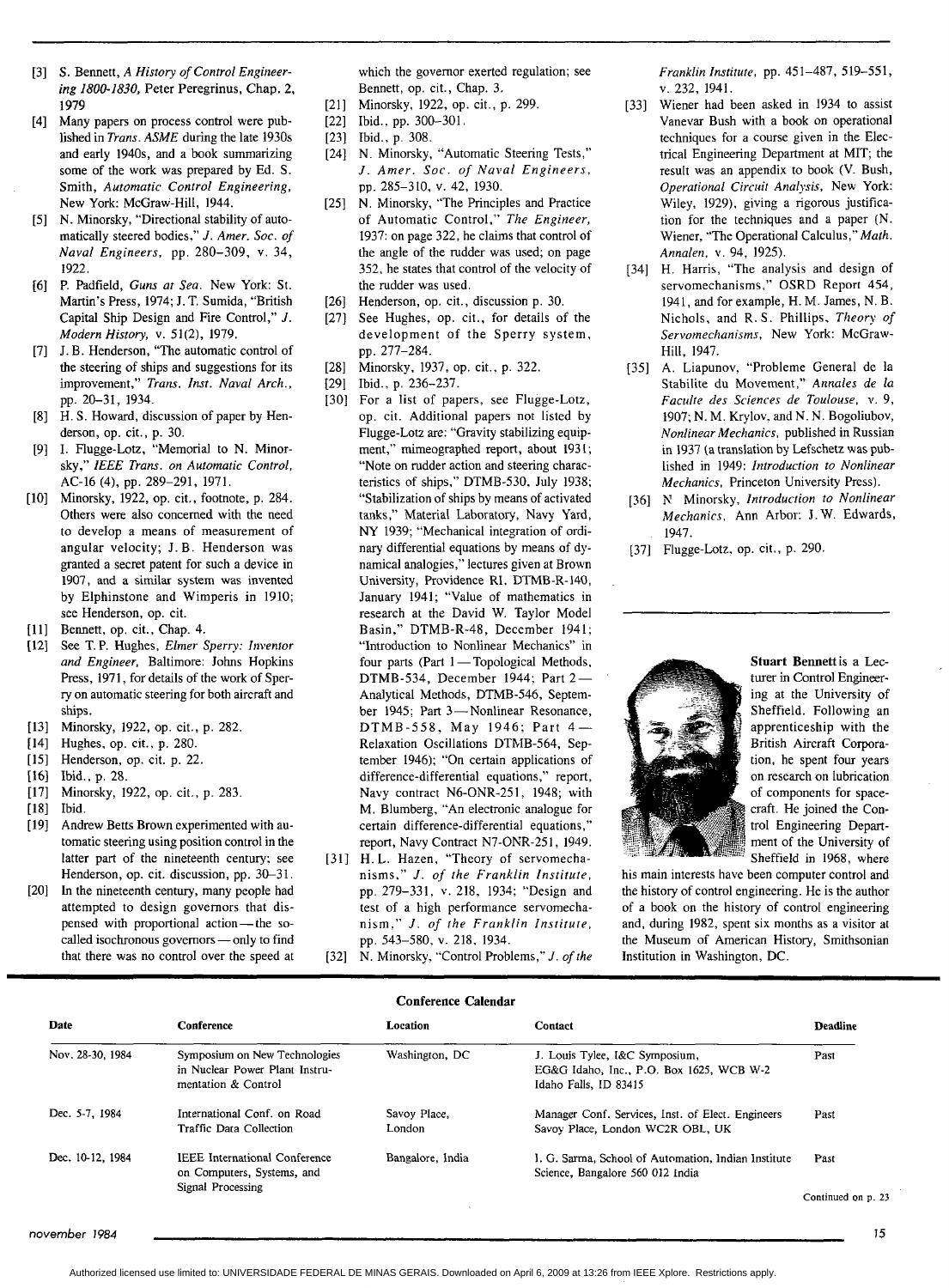[3] S. Bennett, *A History of Control Engineering 1800-1830*, Peter Peregrinus, Chap. 2, 1979

[4] Many papers on process control were published in *Trans. ASME* during the late 1930s and early 1940s, and a book summarizing some of the work was prepared by Ed. S. Smith, *Automatic Control Engineering*, New York: McGraw-Hill, 1944.

[5] N. Minorsky, "Directional stability of automatically steered bodies," *J. Amer. Soc. of Naval Engineers*, pp. 280–309, v. 34, 1922.

[6] P. Padfield, *Guns at Sea*. New York: St. Martin's Press, 1974; J. T. Sumida, "British Capital Ship Design and Fire Control," *J. Modern History*, v. 51(2), 1979.

[7] J. B. Henderson, "The automatic control of the steering of ships and suggestions for its improvement," *Trans. Inst. Naval Arch.*, pp. 20–31, 1934.

[8] H. S. Howard, discussion of paper by Henderson, op. cit., p. 30.

[9] I. Flugge-Lotz, "Memorial to N. Minorsky," *IEEE Trans. on Automatic Control*, AC-16 (4), pp. 289–291, 1971.

[10] Minorsky, 1922, op. cit., footnote, p. 284. Others were also concerned with the need to develop a means of measurement of angular velocity; J. B. Henderson was granted a secret patent for such a device in 1907, and a similar system was invented by Elphinstone and Wimperis in 1910; see Henderson, op. cit.

[11] Bennett, op. cit., Chap. 4.

[12] See T. P. Hughes, *Elmer Sperry: Inventor and Engineer*, Baltimore: Johns Hopkins Press, 1971, for details of the work of Sperry on automatic steering for both aircraft and ships.

[13] Minorsky, 1922, op. cit., p. 282.

[14] Hughes, op. cit., p. 280.

[15] Henderson, op. cit. p. 22.

[16] Ibid., p. 28.

[17] Minorsky, 1922, op. cit., p. 283.

[18] Ibid.

[19] Andrew Betts Brown experimented with automatic steering using position control in the latter part of the nineteenth century; see Henderson, op. cit. discussion, pp. 30–31.

[20] In the nineteenth century, many people had attempted to design governors that dispensed with proportional action—the so-called isochronous governors—only to find that there was no control over the speed at which the governor exerted regulation; see Bennett, op. cit., Chap. 3.

[21] Minorsky, 1922, op. cit., p. 299.

[22] Ibid., pp. 300–301.

[23] Ibid., p. 308.

[24] N. Minorsky, "Automatic Steering Tests," *J. Amer. Soc. of Naval Engineers*, pp. 285–310, v. 42, 1930.

[25] N. Minorsky, "The Principles and Practice of Automatic Control," *The Engineer*, 1937: on page 322, he claims that control of the angle of the rudder was used; on page 352, he states that control of the velocity of the rudder was used.

[26] Henderson, op. cit., discussion p. 30.

[27] See Hughes, op. cit., for details of the development of the Sperry system, pp. 277–284.

[28] Minorsky, 1937, op. cit., p. 322.

[29] Ibid., p. 236–237.

[30] For a list of papers, see Flugge-Lotz, op. cit. Additional papers not listed by Flugge-Lotz are: "Gravity stabilizing equipment," mimeographed report, about 1931; "Note on rudder action and steering characteristics of ships," DTMB-530, July 1938; "Stabilization of ships by means of activated tanks," Material Laboratory, Navy Yard, NY 1939; "Mechanical integration of ordinary differential equations by means of dynamical analogies," lectures given at Brown University, Providence RI, DTMB-R-140, January 1941; "Value of mathematics in research at the David W. Taylor Model Basin," DTMB-R-48, December 1941; "Introduction to Nonlinear Mechanics" in four parts (Part 1—Topological Methods, DTMB-534, December 1944; Part 2—Analytical Methods, DTMB-546, September 1945; Part 3—Nonlinear Resonance, DTMB-558, May 1946; Part 4—Relaxation Oscillations DTMB-564, September 1946); "On certain applications of difference-differential equations," report, Navy contract N6-ONR-251, 1948; with M. Blumberg, "An electronic analogue for certain difference-differential equations," report, Navy Contract N7-ONR-251, 1949.

[31] H. L. Hazen, "Theory of servomechanisms," *J. of the Franklin Institute*, pp. 279–331, v. 218, 1934; "Design and test of a high performance servomechanism," *J. of the Franklin Institute*, pp. 543–580, v. 218, 1934.

[32] N. Minorsky, "Control Problems," *J. of the Franklin Institute*, pp. 451–487, 519–551, v. 232, 1941.

[33] Wiener had been asked in 1934 to assist Vanevar Bush with a book on operational techniques for a course given in the Electrical Engineering Department at MIT; the result was an appendix to book (V. Bush, *Operational Circuit Analysis*, New York: Wiley, 1929), giving a rigorous justification for the techniques and a paper (N. Wiener, "The Operational Calculus," *Math. Annalen*, v. 94, 1925).

[34] H. Harris, "The analysis and design of servomechanisms," OSRD Report 454, 1941, and for example, H. M. James, N. B. Nichols, and R. S. Phillips, *Theory of Servomechanisms*, New York: McGraw-Hill, 1947.

[35] A. Liapunov, "Probleme General de la Stabilite du Movement," *Annales de la Faculte des Sciences de Toulouse*, v. 9, 1907; N. M. Krylov, and N. N. Bogoliubov, *Nonlinear Mechanics*, published in Russian in 1937 (a translation by Lefschetz was published in 1949: *Introduction to Nonlinear Mechanics*, Princeton University Press).

[36] N. Minorsky, *Introduction to Nonlinear Mechanics*, Ann Arbor: J. W. Edwards, 1947.

[37] Flugge-Lotz, op. cit., p. 290.

---

**Stuart Bennett** is a Lecturer in Control Engineering at the University of Sheffield. Following an apprenticeship with the British Aircraft Corporation, he spent four years on research on lubrication of components for spacecraft. He joined the Control Engineering Department of the University of Sheffield in 1968, where his main interests have been computer control and the history of control engineering. He is the author of a book on the history of control engineering and, during 1982, spent six months as a visitor at the Museum of American History, Smithsonian Institution in Washington, DC.

## Conference Calendar

| Date | Conference | Location | Contact | Deadline |
|---|---|---|---|---|
| Nov. 28-30, 1984 | Symposium on New Technologies in Nuclear Power Plant Instrumentation & Control | Washington, DC | J. Louis Tylee, I&C Symposium, EG&G Idaho, Inc., P.O. Box 1625, WCB W-2 Idaho Falls, ID 83415 | Past |
| Dec. 5-7, 1984 | International Conf. on Road Traffic Data Collection | Savoy Place, London | Manager Conf. Services, Inst. of Elect. Engineers Savoy Place, London WC2R OBL, UK | Past |
| Dec. 10-12, 1984 | IEEE International Conference on Computers, Systems, and Signal Processing | Bangalore, India | I. G. Sarma, School of Automation, Indian Institute Science, Bangalore 560 012 India | Past |

Continued on p. 23